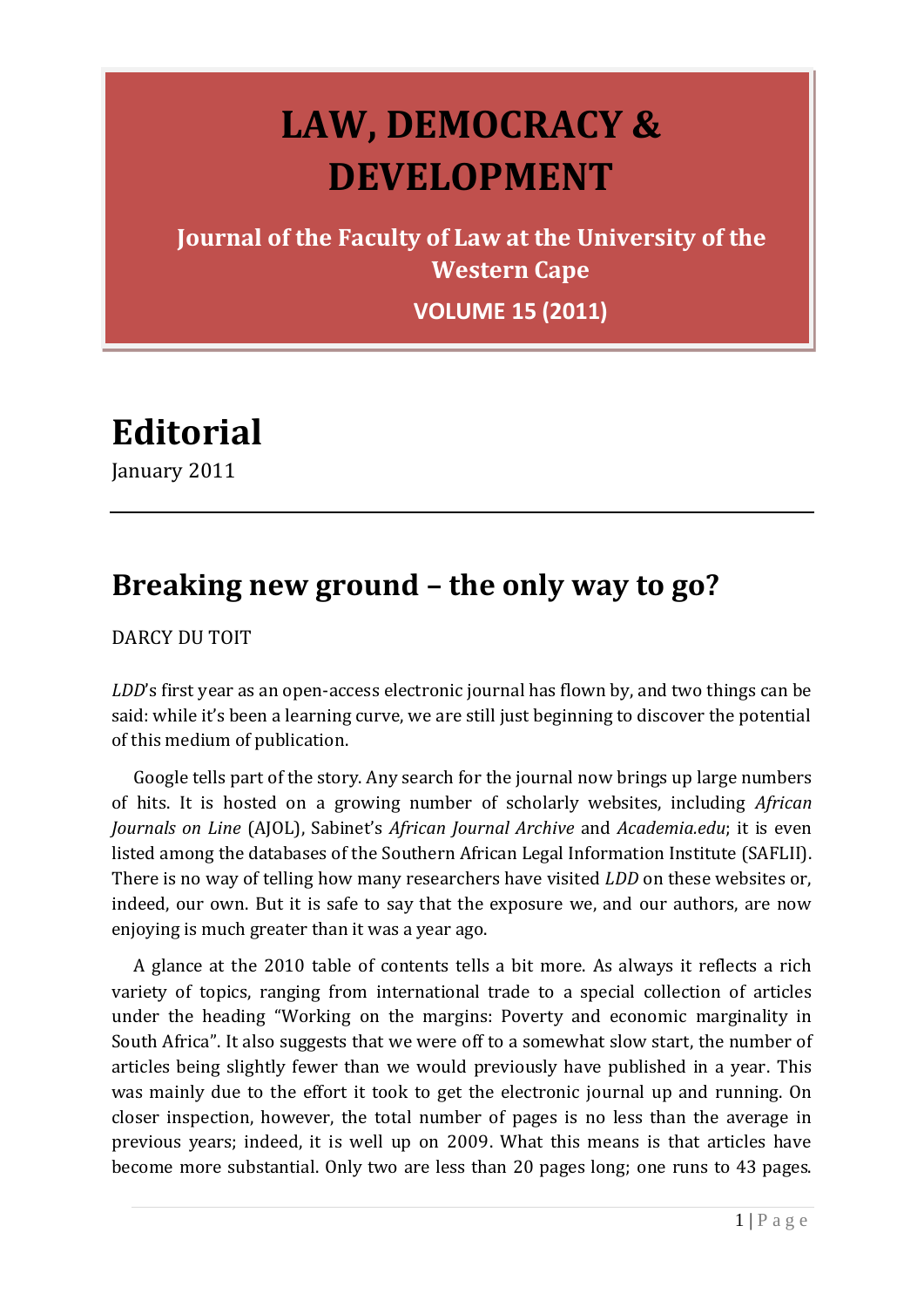# LAW, DEMOCRACY & DEVELOPMENT

**Journal of the Faculty of Law at the University of the Western Cape**

**VOLUME 15 (2011)**

# Editorial

January 2011

---

## Breaking new ground – the only way to go?

DARCY DU TOIT

*LDD*'s first year as an open-access electronic journal has flown by, and two things can be said: while it's been a learning curve, we are still just beginning to discover the potential of this medium of publication.

Google tells part of the story. Any search for the journal now brings up large numbers of hits. It is hosted on a growing number of scholarly websites, including *African Journals on Line* (AJOL), Sabinet's *African Journal Archive* and *Academia.edu*; it is even listed among the databases of the Southern African Legal Information Institute (SAFLII). There is no way of telling how many researchers have visited *LDD* on these websites or, indeed, our own. But it is safe to say that the exposure we, and our authors, are now enjoying is much greater than it was a year ago.

A glance at the 2010 table of contents tells a bit more. As always it reflects a rich variety of topics, ranging from international trade to a special collection of articles under the heading "Working on the margins: Poverty and economic marginality in South Africa". It also suggests that we were off to a somewhat slow start, the number of articles being slightly fewer than we would previously have published in a year. This was mainly due to the effort it took to get the electronic journal up and running. On closer inspection, however, the total number of pages is no less than the average in previous years; indeed, it is well up on 2009. What this means is that articles have become more substantial. Only two are less than 20 pages long; one runs to 43 pages.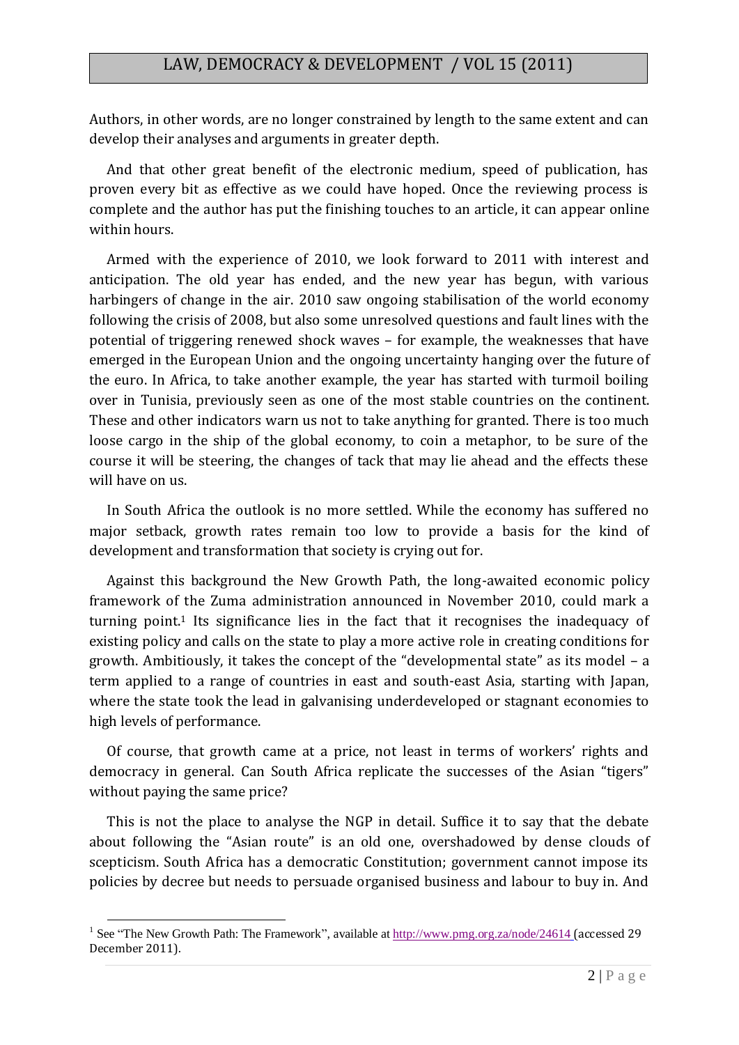Authors, in other words, are no longer constrained by length to the same extent and can develop their analyses and arguments in greater depth.

And that other great benefit of the electronic medium, speed of publication, has proven every bit as effective as we could have hoped. Once the reviewing process is complete and the author has put the finishing touches to an article, it can appear online within hours.

Armed with the experience of 2010, we look forward to 2011 with interest and anticipation. The old year has ended, and the new year has begun, with various harbingers of change in the air. 2010 saw ongoing stabilisation of the world economy following the crisis of 2008, but also some unresolved questions and fault lines with the potential of triggering renewed shock waves – for example, the weaknesses that have emerged in the European Union and the ongoing uncertainty hanging over the future of the euro. In Africa, to take another example, the year has started with turmoil boiling over in Tunisia, previously seen as one of the most stable countries on the continent. These and other indicators warn us not to take anything for granted. There is too much loose cargo in the ship of the global economy, to coin a metaphor, to be sure of the course it will be steering, the changes of tack that may lie ahead and the effects these will have on us.

In South Africa the outlook is no more settled. While the economy has suffered no major setback, growth rates remain too low to provide a basis for the kind of development and transformation that society is crying out for.

Against this background the New Growth Path, the long-awaited economic policy framework of the Zuma administration announced in November 2010, could mark a turning point.[1] Its significance lies in the fact that it recognises the inadequacy of existing policy and calls on the state to play a more active role in creating conditions for growth. Ambitiously, it takes the concept of the "developmental state" as its model – a term applied to a range of countries in east and south-east Asia, starting with Japan, where the state took the lead in galvanising underdeveloped or stagnant economies to high levels of performance.

Of course, that growth came at a price, not least in terms of workers' rights and democracy in general. Can South Africa replicate the successes of the Asian "tigers" without paying the same price?

This is not the place to analyse the NGP in detail. Suffice it to say that the debate about following the "Asian route" is an old one, overshadowed by dense clouds of scepticism. South Africa has a democratic Constitution; government cannot impose its policies by decree but needs to persuade organised business and labour to buy in. And

[1] See "The New Growth Path: The Framework", available at http://www.pmg.org.za/node/24614 (accessed 29 December 2011).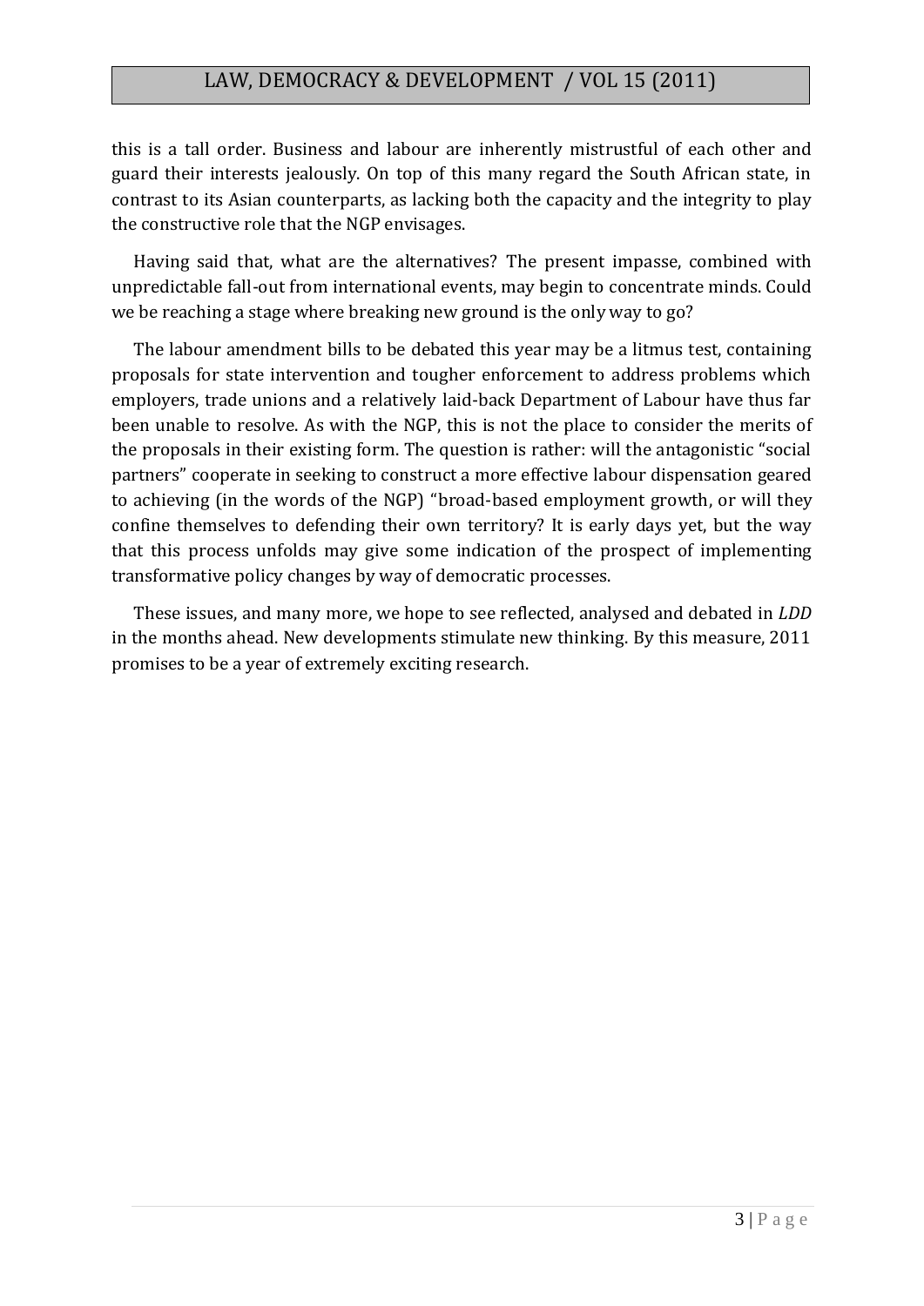this is a tall order. Business and labour are inherently mistrustful of each other and guard their interests jealously. On top of this many regard the South African state, in contrast to its Asian counterparts, as lacking both the capacity and the integrity to play the constructive role that the NGP envisages.

Having said that, what are the alternatives? The present impasse, combined with unpredictable fall-out from international events, may begin to concentrate minds. Could we be reaching a stage where breaking new ground is the only way to go?

The labour amendment bills to be debated this year may be a litmus test, containing proposals for state intervention and tougher enforcement to address problems which employers, trade unions and a relatively laid-back Department of Labour have thus far been unable to resolve. As with the NGP, this is not the place to consider the merits of the proposals in their existing form. The question is rather: will the antagonistic "social partners" cooperate in seeking to construct a more effective labour dispensation geared to achieving (in the words of the NGP) "broad-based employment growth, or will they confine themselves to defending their own territory? It is early days yet, but the way that this process unfolds may give some indication of the prospect of implementing transformative policy changes by way of democratic processes.

These issues, and many more, we hope to see reflected, analysed and debated in *LDD* in the months ahead. New developments stimulate new thinking. By this measure, 2011 promises to be a year of extremely exciting research.